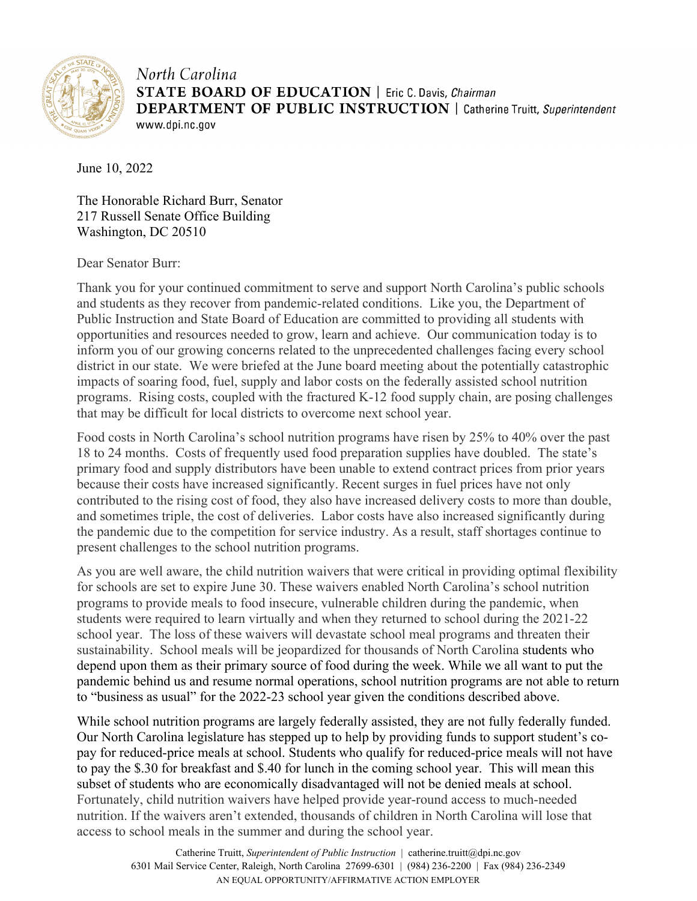North Carolina
**STATE BOARD OF EDUCATION** | Eric C. Davis, *Chairman*
**DEPARTMENT OF PUBLIC INSTRUCTION** | Catherine Truitt, *Superintendent*
www.dpi.nc.gov

June 10, 2022

The Honorable Richard Burr, Senator
217 Russell Senate Office Building
Washington, DC 20510

Dear Senator Burr:

Thank you for your continued commitment to serve and support North Carolina's public schools and students as they recover from pandemic-related conditions. Like you, the Department of Public Instruction and State Board of Education are committed to providing all students with opportunities and resources needed to grow, learn and achieve. Our communication today is to inform you of our growing concerns related to the unprecedented challenges facing every school district in our state. We were briefed at the June board meeting about the potentially catastrophic impacts of soaring food, fuel, supply and labor costs on the federally assisted school nutrition programs. Rising costs, coupled with the fractured K-12 food supply chain, are posing challenges that may be difficult for local districts to overcome next school year.

Food costs in North Carolina's school nutrition programs have risen by 25% to 40% over the past 18 to 24 months. Costs of frequently used food preparation supplies have doubled. The state's primary food and supply distributors have been unable to extend contract prices from prior years because their costs have increased significantly. Recent surges in fuel prices have not only contributed to the rising cost of food, they also have increased delivery costs to more than double, and sometimes triple, the cost of deliveries. Labor costs have also increased significantly during the pandemic due to the competition for service industry. As a result, staff shortages continue to present challenges to the school nutrition programs.

As you are well aware, the child nutrition waivers that were critical in providing optimal flexibility for schools are set to expire June 30. These waivers enabled North Carolina's school nutrition programs to provide meals to food insecure, vulnerable children during the pandemic, when students were required to learn virtually and when they returned to school during the 2021-22 school year. The loss of these waivers will devastate school meal programs and threaten their sustainability. School meals will be jeopardized for thousands of North Carolina students who depend upon them as their primary source of food during the week. While we all want to put the pandemic behind us and resume normal operations, school nutrition programs are not able to return to "business as usual" for the 2022-23 school year given the conditions described above.

While school nutrition programs are largely federally assisted, they are not fully federally funded. Our North Carolina legislature has stepped up to help by providing funds to support student's co-pay for reduced-price meals at school. Students who qualify for reduced-price meals will not have to pay the $.30 for breakfast and $.40 for lunch in the coming school year. This will mean this subset of students who are economically disadvantaged will not be denied meals at school. Fortunately, child nutrition waivers have helped provide year-round access to much-needed nutrition. If the waivers aren't extended, thousands of children in North Carolina will lose that access to school meals in the summer and during the school year.

Catherine Truitt, *Superintendent of Public Instruction* | catherine.truitt@dpi.nc.gov
6301 Mail Service Center, Raleigh, North Carolina 27699-6301 | (984) 236-2200 | Fax (984) 236-2349
AN EQUAL OPPORTUNITY/AFFIRMATIVE ACTION EMPLOYER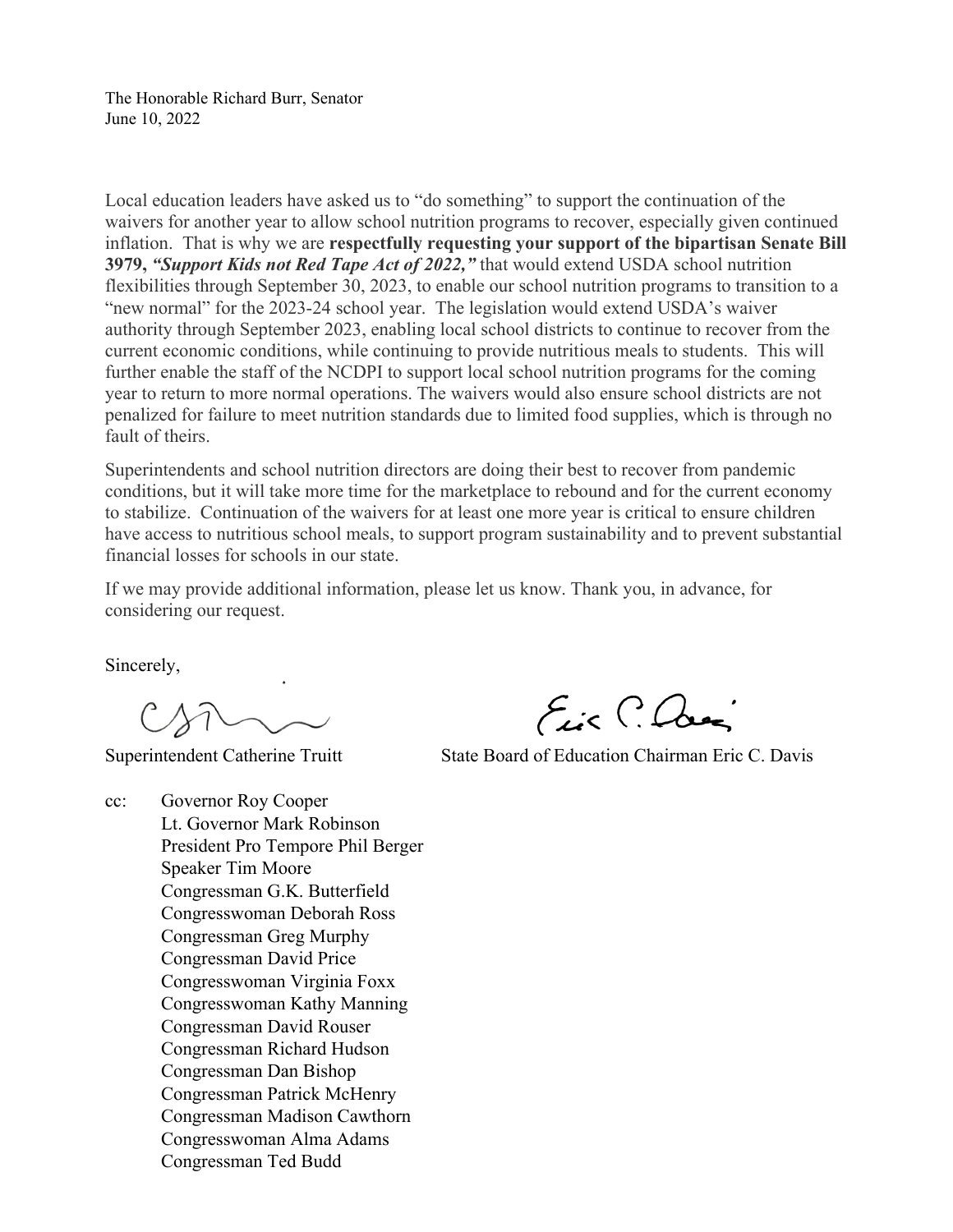The Honorable Richard Burr, Senator
June 10, 2022

Local education leaders have asked us to "do something" to support the continuation of the waivers for another year to allow school nutrition programs to recover, especially given continued inflation. That is why we are **respectfully requesting your support of the bipartisan Senate Bill 3979, *"Support Kids not Red Tape Act of 2022,"*** that would extend USDA school nutrition flexibilities through September 30, 2023, to enable our school nutrition programs to transition to a "new normal" for the 2023-24 school year. The legislation would extend USDA's waiver authority through September 2023, enabling local school districts to continue to recover from the current economic conditions, while continuing to provide nutritious meals to students. This will further enable the staff of the NCDPI to support local school nutrition programs for the coming year to return to more normal operations. The waivers would also ensure school districts are not penalized for failure to meet nutrition standards due to limited food supplies, which is through no fault of theirs.

Superintendents and school nutrition directors are doing their best to recover from pandemic conditions, but it will take more time for the marketplace to rebound and for the current economy to stabilize. Continuation of the waivers for at least one more year is critical to ensure children have access to nutritious school meals, to support program sustainability and to prevent substantial financial losses for schools in our state.

If we may provide additional information, please let us know. Thank you, in advance, for considering our request.

Sincerely,

Superintendent Catherine Truitt

State Board of Education Chairman Eric C. Davis

cc: Governor Roy Cooper
Lt. Governor Mark Robinson
President Pro Tempore Phil Berger
Speaker Tim Moore
Congressman G.K. Butterfield
Congresswoman Deborah Ross
Congressman Greg Murphy
Congressman David Price
Congresswoman Virginia Foxx
Congresswoman Kathy Manning
Congressman David Rouser
Congressman Richard Hudson
Congressman Dan Bishop
Congressman Patrick McHenry
Congressman Madison Cawthorn
Congresswoman Alma Adams
Congressman Ted Budd